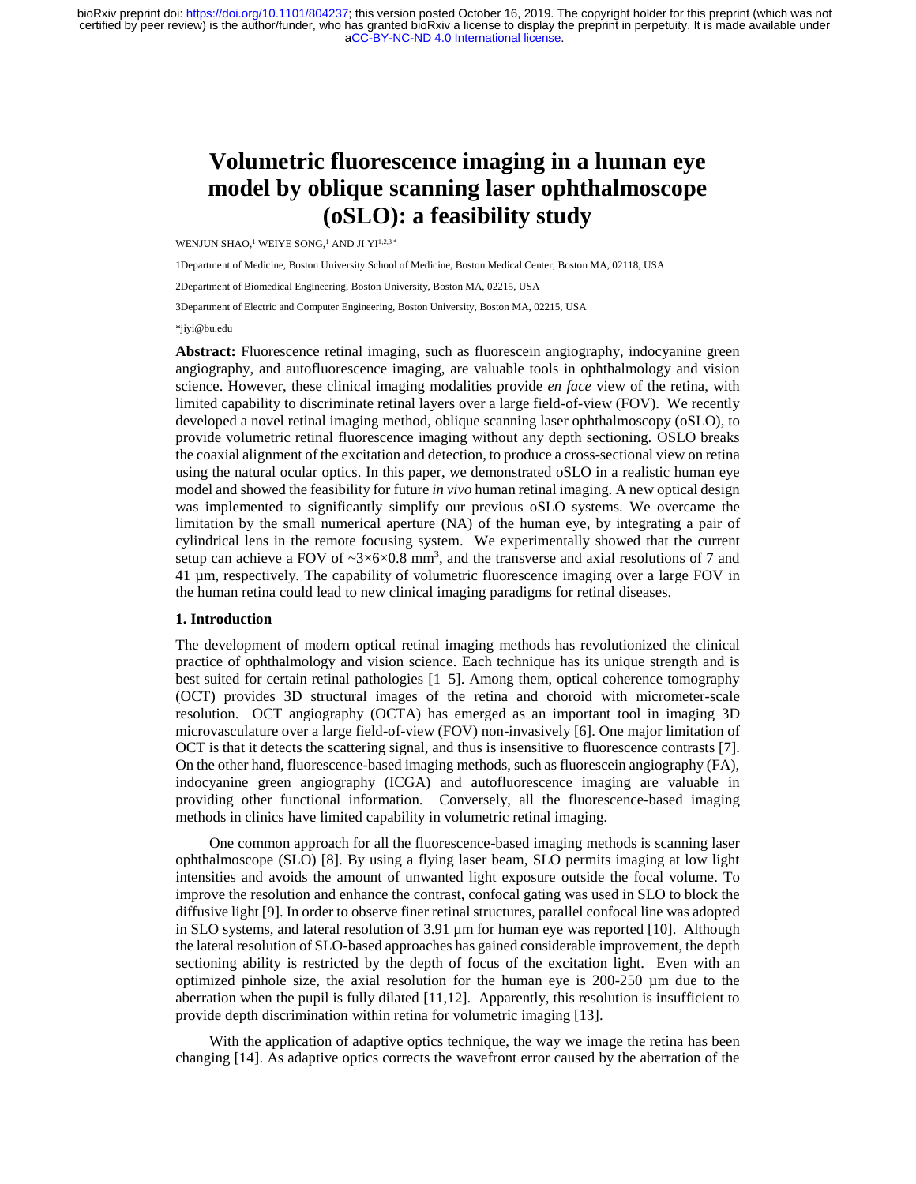# Volumetric fluorescence imaging in a human eye model by oblique scanning laser ophthalmoscope (oSLO): a feasibility study

WENJUN SHAO,[1] WEIYE SONG,[1] AND JI YI[1,2,3 *]

1Department of Medicine, Boston University School of Medicine, Boston Medical Center, Boston MA, 02118, USA

2Department of Biomedical Engineering, Boston University, Boston MA, 02215, USA

3Department of Electric and Computer Engineering, Boston University, Boston MA, 02215, USA

*jiyi@bu.edu

**Abstract:** Fluorescence retinal imaging, such as fluorescein angiography, indocyanine green angiography, and autofluorescence imaging, are valuable tools in ophthalmology and vision science. However, these clinical imaging modalities provide *en face* view of the retina, with limited capability to discriminate retinal layers over a large field-of-view (FOV). We recently developed a novel retinal imaging method, oblique scanning laser ophthalmoscopy (oSLO), to provide volumetric retinal fluorescence imaging without any depth sectioning. OSLO breaks the coaxial alignment of the excitation and detection, to produce a cross-sectional view on retina using the natural ocular optics. In this paper, we demonstrated oSLO in a realistic human eye model and showed the feasibility for future *in vivo* human retinal imaging. A new optical design was implemented to significantly simplify our previous oSLO systems. We overcame the limitation by the small numerical aperture (NA) of the human eye, by integrating a pair of cylindrical lens in the remote focusing system. We experimentally showed that the current setup can achieve a FOV of ~3×6×0.8 mm$^3$, and the transverse and axial resolutions of 7 and 41 µm, respectively. The capability of volumetric fluorescence imaging over a large FOV in the human retina could lead to new clinical imaging paradigms for retinal diseases.

## 1. Introduction

The development of modern optical retinal imaging methods has revolutionized the clinical practice of ophthalmology and vision science. Each technique has its unique strength and is best suited for certain retinal pathologies [1–5]. Among them, optical coherence tomography (OCT) provides 3D structural images of the retina and choroid with micrometer-scale resolution. OCT angiography (OCTA) has emerged as an important tool in imaging 3D microvasculature over a large field-of-view (FOV) non-invasively [6]. One major limitation of OCT is that it detects the scattering signal, and thus is insensitive to fluorescence contrasts [7]. On the other hand, fluorescence-based imaging methods, such as fluorescein angiography (FA), indocyanine green angiography (ICGA) and autofluorescence imaging are valuable in providing other functional information. Conversely, all the fluorescence-based imaging methods in clinics have limited capability in volumetric retinal imaging.

One common approach for all the fluorescence-based imaging methods is scanning laser ophthalmoscope (SLO) [8]. By using a flying laser beam, SLO permits imaging at low light intensities and avoids the amount of unwanted light exposure outside the focal volume. To improve the resolution and enhance the contrast, confocal gating was used in SLO to block the diffusive light [9]. In order to observe finer retinal structures, parallel confocal line was adopted in SLO systems, and lateral resolution of 3.91 µm for human eye was reported [10]. Although the lateral resolution of SLO-based approaches has gained considerable improvement, the depth sectioning ability is restricted by the depth of focus of the excitation light. Even with an optimized pinhole size, the axial resolution for the human eye is 200-250 µm due to the aberration when the pupil is fully dilated [11,12]. Apparently, this resolution is insufficient to provide depth discrimination within retina for volumetric imaging [13].

With the application of adaptive optics technique, the way we image the retina has been changing [14]. As adaptive optics corrects the wavefront error caused by the aberration of the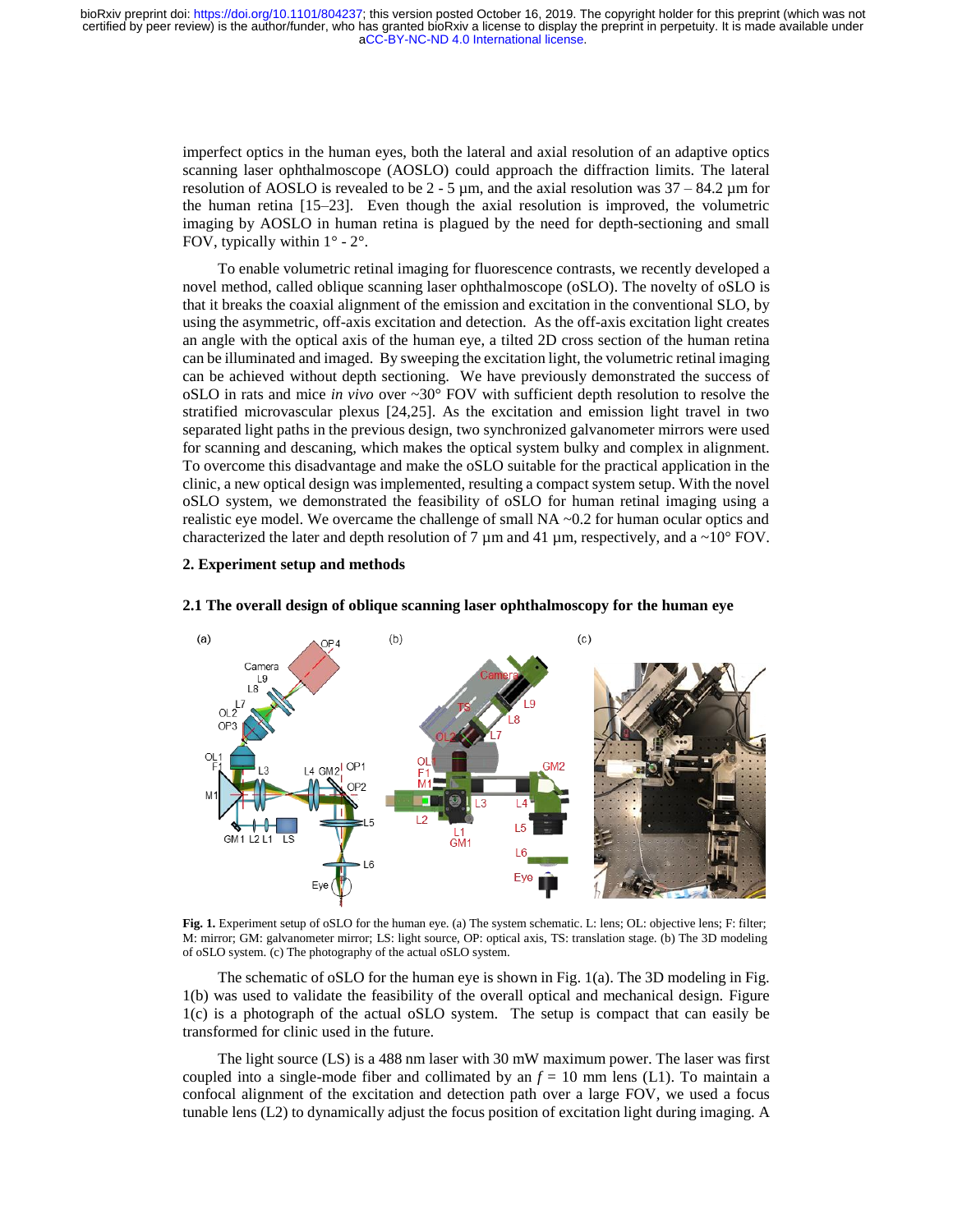imperfect optics in the human eyes, both the lateral and axial resolution of an adaptive optics scanning laser ophthalmoscope (AOSLO) could approach the diffraction limits. The lateral resolution of AOSLO is revealed to be 2 - 5 µm, and the axial resolution was 37 – 84.2 µm for the human retina [15–23]. Even though the axial resolution is improved, the volumetric imaging by AOSLO in human retina is plagued by the need for depth-sectioning and small FOV, typically within 1° - 2°.

To enable volumetric retinal imaging for fluorescence contrasts, we recently developed a novel method, called oblique scanning laser ophthalmoscope (oSLO). The novelty of oSLO is that it breaks the coaxial alignment of the emission and excitation in the conventional SLO, by using the asymmetric, off-axis excitation and detection. As the off-axis excitation light creates an angle with the optical axis of the human eye, a tilted 2D cross section of the human retina can be illuminated and imaged. By sweeping the excitation light, the volumetric retinal imaging can be achieved without depth sectioning. We have previously demonstrated the success of oSLO in rats and mice *in vivo* over ~30° FOV with sufficient depth resolution to resolve the stratified microvascular plexus [24,25]. As the excitation and emission light travel in two separated light paths in the previous design, two synchronized galvanometer mirrors were used for scanning and descaning, which makes the optical system bulky and complex in alignment. To overcome this disadvantage and make the oSLO suitable for the practical application in the clinic, a new optical design was implemented, resulting a compact system setup. With the novel oSLO system, we demonstrated the feasibility of oSLO for human retinal imaging using a realistic eye model. We overcame the challenge of small NA ~0.2 for human ocular optics and characterized the later and depth resolution of 7 µm and 41 µm, respectively, and a ~10° FOV.

## 2. Experiment setup and methods

### 2.1 The overall design of oblique scanning laser ophthalmoscopy for the human eye

**Fig. 1.** Experiment setup of oSLO for the human eye. (a) The system schematic. L: lens; OL: objective lens; F: filter; M: mirror; GM: galvanometer mirror; LS: light source, OP: optical axis, TS: translation stage. (b) The 3D modeling of oSLO system. (c) The photography of the actual oSLO system.

The schematic of oSLO for the human eye is shown in Fig. 1(a). The 3D modeling in Fig. 1(b) was used to validate the feasibility of the overall optical and mechanical design. Figure 1(c) is a photograph of the actual oSLO system. The setup is compact that can easily be transformed for clinic used in the future.

The light source (LS) is a 488 nm laser with 30 mW maximum power. The laser was first coupled into a single-mode fiber and collimated by an $f$ = 10 mm lens (L1). To maintain a confocal alignment of the excitation and detection path over a large FOV, we used a focus tunable lens (L2) to dynamically adjust the focus position of excitation light during imaging. A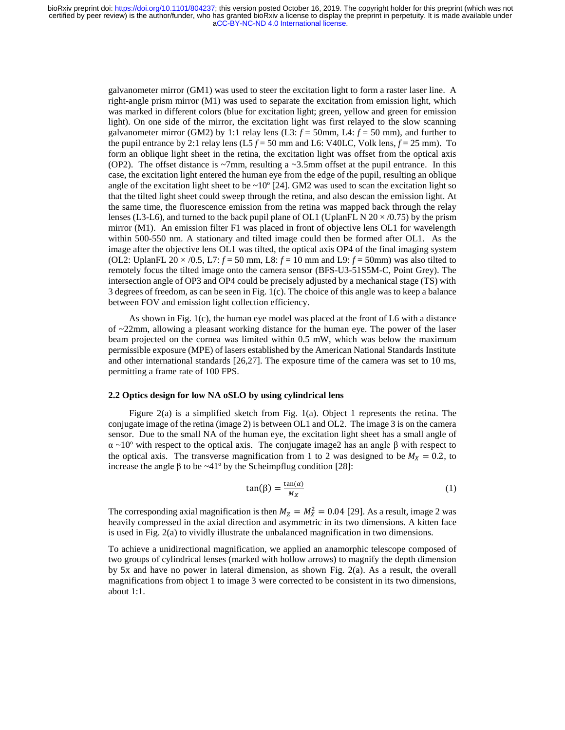galvanometer mirror (GM1) was used to steer the excitation light to form a raster laser line. A right-angle prism mirror (M1) was used to separate the excitation from emission light, which was marked in different colors (blue for excitation light; green, yellow and green for emission light). On one side of the mirror, the excitation light was first relayed to the slow scanning galvanometer mirror (GM2) by 1:1 relay lens (L3: *f* = 50mm, L4: *f* = 50 mm), and further to the pupil entrance by 2:1 relay lens (L5 *f* = 50 mm and L6: V40LC, Volk lens, *f* = 25 mm). To form an oblique light sheet in the retina, the excitation light was offset from the optical axis (OP2). The offset distance is ~7mm, resulting a ~3.5mm offset at the pupil entrance. In this case, the excitation light entered the human eye from the edge of the pupil, resulting an oblique angle of the excitation light sheet to be ~10º [24]. GM2 was used to scan the excitation light so that the tilted light sheet could sweep through the retina, and also descan the emission light. At the same time, the fluorescence emission from the retina was mapped back through the relay lenses (L3-L6), and turned to the back pupil plane of OL1 (UplanFL N 20 × /0.75) by the prism mirror (M1). An emission filter F1 was placed in front of objective lens OL1 for wavelength within 500-550 nm. A stationary and tilted image could then be formed after OL1. As the image after the objective lens OL1 was tilted, the optical axis OP4 of the final imaging system (OL2: UplanFL 20 × /0.5, L7: *f* = 50 mm, L8: *f* = 10 mm and L9: *f* = 50mm) was also tilted to remotely focus the tilted image onto the camera sensor (BFS-U3-51S5M-C, Point Grey). The intersection angle of OP3 and OP4 could be precisely adjusted by a mechanical stage (TS) with 3 degrees of freedom, as can be seen in Fig. 1(c). The choice of this angle was to keep a balance between FOV and emission light collection efficiency.

As shown in Fig. 1(c), the human eye model was placed at the front of L6 with a distance of ~22mm, allowing a pleasant working distance for the human eye. The power of the laser beam projected on the cornea was limited within 0.5 mW, which was below the maximum permissible exposure (MPE) of lasers established by the American National Standards Institute and other international standards [26,27]. The exposure time of the camera was set to 10 ms, permitting a frame rate of 100 FPS.

### 2.2 Optics design for low NA oSLO by using cylindrical lens

Figure 2(a) is a simplified sketch from Fig. 1(a). Object 1 represents the retina. The conjugate image of the retina (image 2) is between OL1 and OL2. The image 3 is on the camera sensor. Due to the small NA of the human eye, the excitation light sheet has a small angle of α ~10º with respect to the optical axis. The conjugate image2 has an angle β with respect to the optical axis. The transverse magnification from 1 to 2 was designed to be $M_X = 0.2$, to increase the angle β to be ~41º by the Scheimpflug condition [28]:

$$\tan(\beta) = \frac{\tan(\alpha)}{M_X} \tag{1}$$

The corresponding axial magnification is then $M_Z = M_X^2 = 0.04$ [29]. As a result, image 2 was heavily compressed in the axial direction and asymmetric in its two dimensions. A kitten face is used in Fig. 2(a) to vividly illustrate the unbalanced magnification in two dimensions.

To achieve a unidirectional magnification, we applied an anamorphic telescope composed of two groups of cylindrical lenses (marked with hollow arrows) to magnify the depth dimension by 5x and have no power in lateral dimension, as shown Fig. 2(a). As a result, the overall magnifications from object 1 to image 3 were corrected to be consistent in its two dimensions, about 1:1.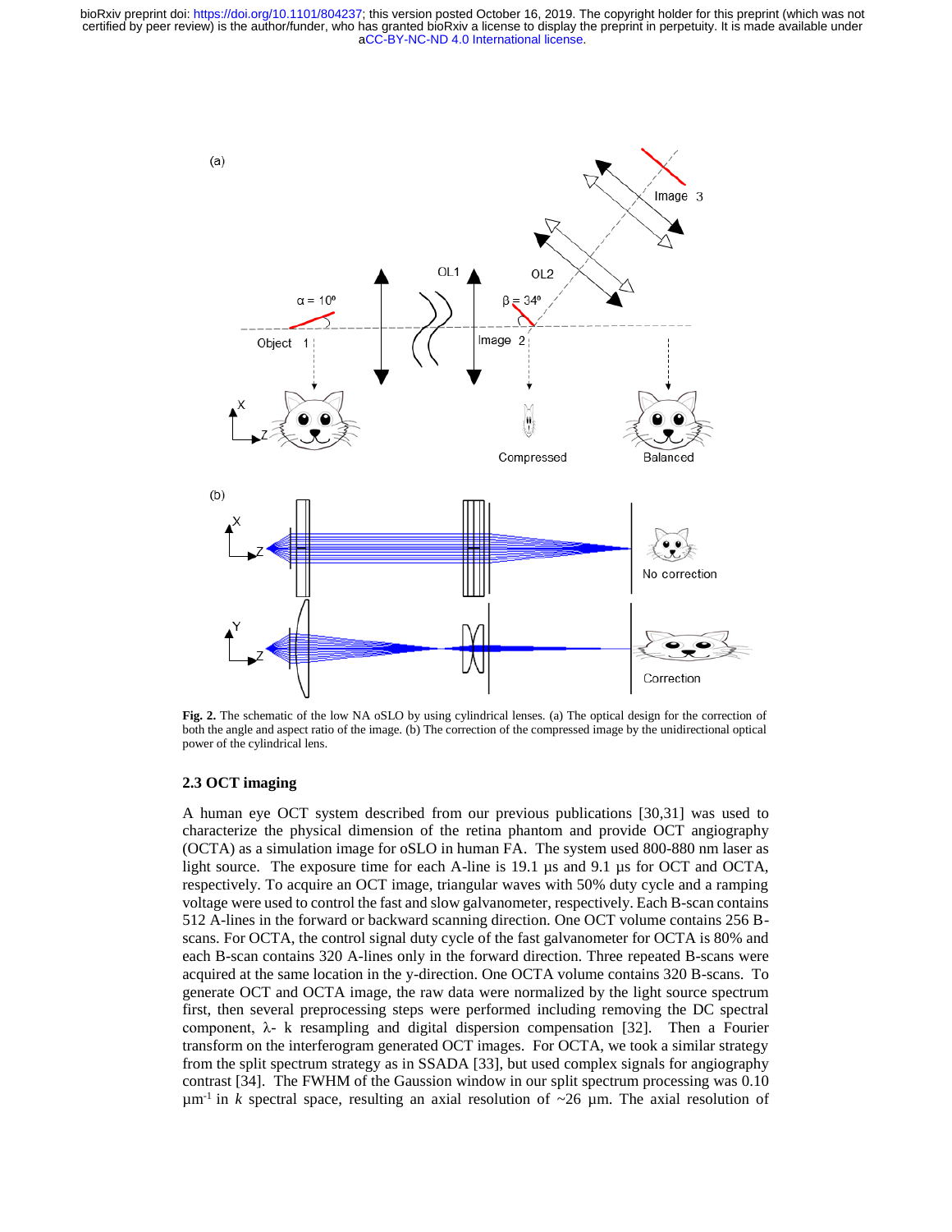**Fig. 2.** The schematic of the low NA oSLO by using cylindrical lenses. (a) The optical design for the correction of both the angle and aspect ratio of the image. (b) The correction of the compressed image by the unidirectional optical power of the cylindrical lens.

### 2.3 OCT imaging

A human eye OCT system described from our previous publications [30,31] was used to characterize the physical dimension of the retina phantom and provide OCT angiography (OCTA) as a simulation image for oSLO in human FA. The system used 800-880 nm laser as light source. The exposure time for each A-line is 19.1 µs and 9.1 µs for OCT and OCTA, respectively. To acquire an OCT image, triangular waves with 50% duty cycle and a ramping voltage were used to control the fast and slow galvanometer, respectively. Each B-scan contains 512 A-lines in the forward or backward scanning direction. One OCT volume contains 256 B-scans. For OCTA, the control signal duty cycle of the fast galvanometer for OCTA is 80% and each B-scan contains 320 A-lines only in the forward direction. Three repeated B-scans were acquired at the same location in the y-direction. One OCTA volume contains 320 B-scans. To generate OCT and OCTA image, the raw data were normalized by the light source spectrum first, then several preprocessing steps were performed including removing the DC spectral component, λ- k resampling and digital dispersion compensation [32]. Then a Fourier transform on the interferogram generated OCT images. For OCTA, we took a similar strategy from the split spectrum strategy as in SSADA [33], but used complex signals for angiography contrast [34]. The FWHM of the Gaussion window in our split spectrum processing was 0.10 $\mu m^{-1}$ in $k$ spectral space, resulting an axial resolution of ~26 µm. The axial resolution of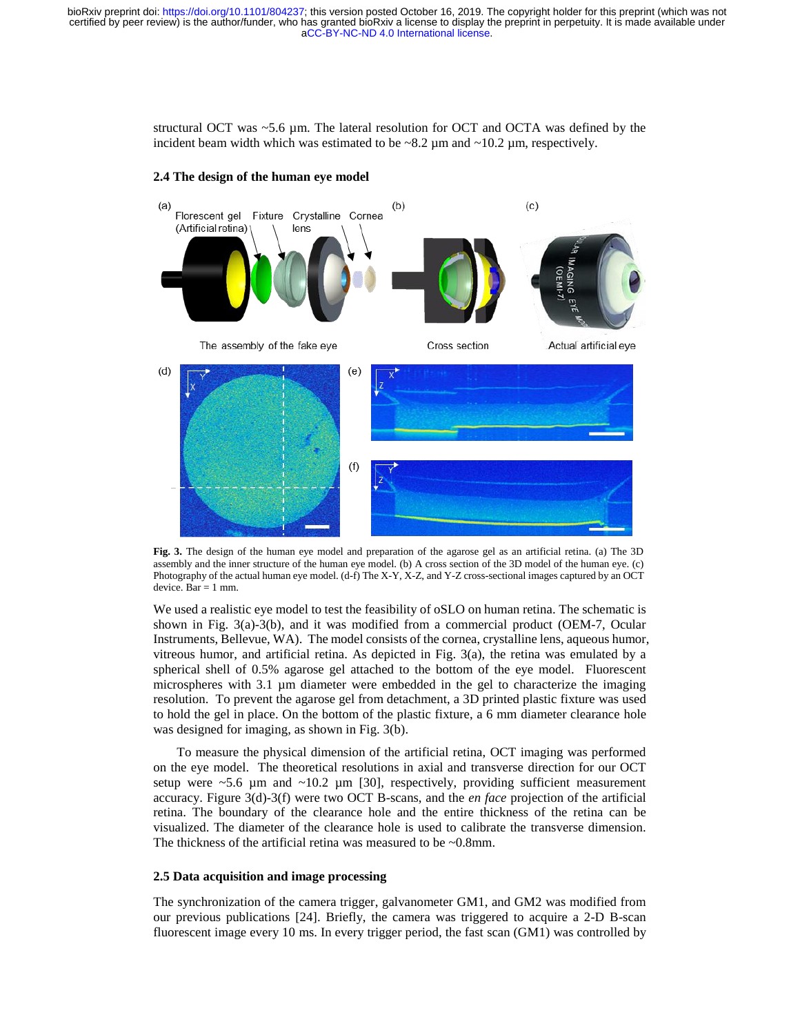structural OCT was ~5.6 µm. The lateral resolution for OCT and OCTA was defined by the incident beam width which was estimated to be ~8.2 µm and ~10.2 µm, respectively.

### 2.4 The design of the human eye model

**Fig. 3.** The design of the human eye model and preparation of the agarose gel as an artificial retina. (a) The 3D assembly and the inner structure of the human eye model. (b) A cross section of the 3D model of the human eye. (c) Photography of the actual human eye model. (d-f) The X-Y, X-Z, and Y-Z cross-sectional images captured by an OCT device. Bar = 1 mm.

We used a realistic eye model to test the feasibility of oSLO on human retina. The schematic is shown in Fig. 3(a)-3(b), and it was modified from a commercial product (OEM-7, Ocular Instruments, Bellevue, WA). The model consists of the cornea, crystalline lens, aqueous humor, vitreous humor, and artificial retina. As depicted in Fig. 3(a), the retina was emulated by a spherical shell of 0.5% agarose gel attached to the bottom of the eye model. Fluorescent microspheres with 3.1 µm diameter were embedded in the gel to characterize the imaging resolution. To prevent the agarose gel from detachment, a 3D printed plastic fixture was used to hold the gel in place. On the bottom of the plastic fixture, a 6 mm diameter clearance hole was designed for imaging, as shown in Fig. 3(b).

To measure the physical dimension of the artificial retina, OCT imaging was performed on the eye model. The theoretical resolutions in axial and transverse direction for our OCT setup were ~5.6 µm and ~10.2 µm [30], respectively, providing sufficient measurement accuracy. Figure 3(d)-3(f) were two OCT B-scans, and the *en face* projection of the artificial retina. The boundary of the clearance hole and the entire thickness of the retina can be visualized. The diameter of the clearance hole is used to calibrate the transverse dimension. The thickness of the artificial retina was measured to be ~0.8mm.

### 2.5 Data acquisition and image processing

The synchronization of the camera trigger, galvanometer GM1, and GM2 was modified from our previous publications [24]. Briefly, the camera was triggered to acquire a 2-D B-scan fluorescent image every 10 ms. In every trigger period, the fast scan (GM1) was controlled by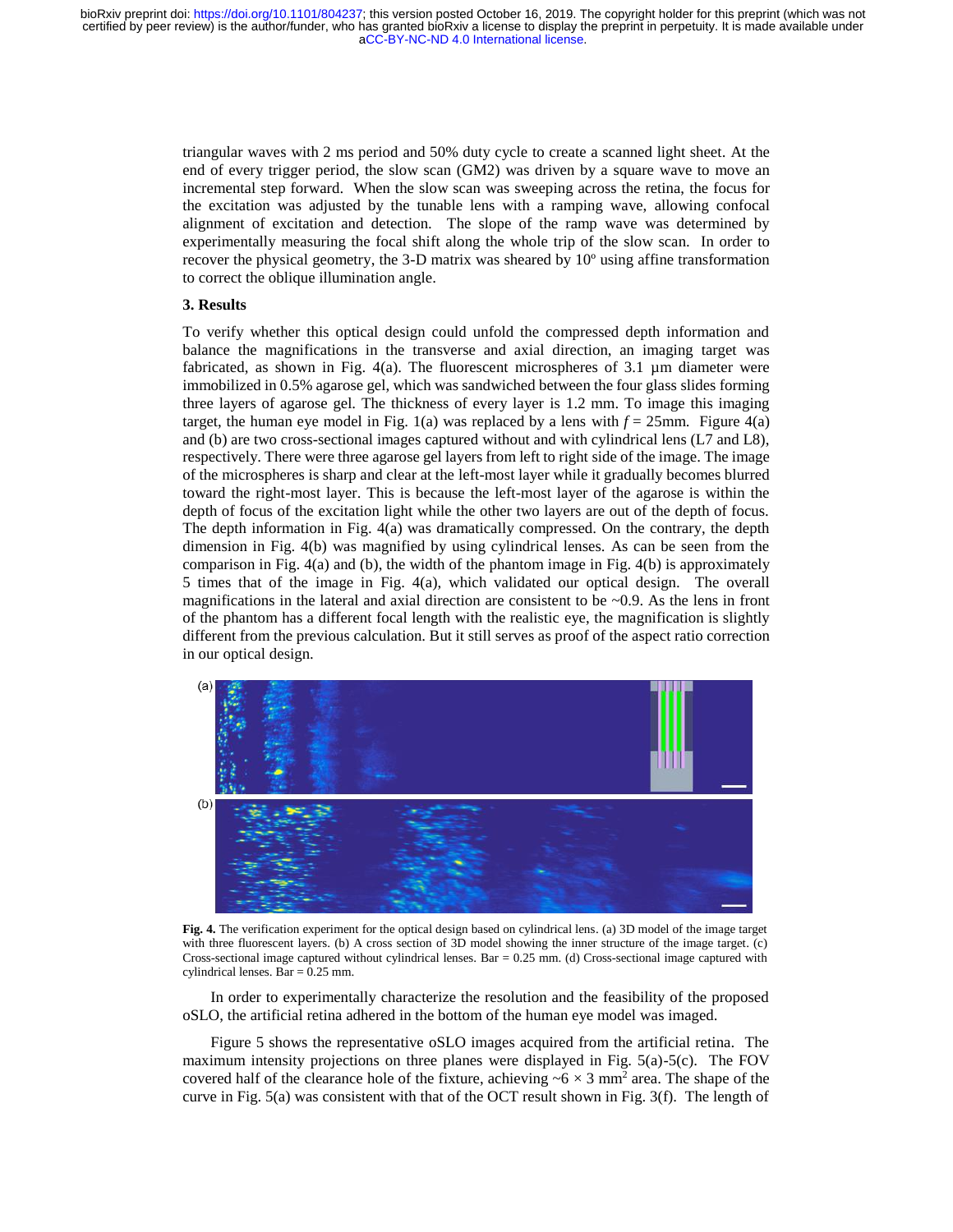triangular waves with 2 ms period and 50% duty cycle to create a scanned light sheet. At the end of every trigger period, the slow scan (GM2) was driven by a square wave to move an incremental step forward. When the slow scan was sweeping across the retina, the focus for the excitation was adjusted by the tunable lens with a ramping wave, allowing confocal alignment of excitation and detection. The slope of the ramp wave was determined by experimentally measuring the focal shift along the whole trip of the slow scan. In order to recover the physical geometry, the 3-D matrix was sheared by 10º using affine transformation to correct the oblique illumination angle.

### 3. Results

To verify whether this optical design could unfold the compressed depth information and balance the magnifications in the transverse and axial direction, an imaging target was fabricated, as shown in Fig. 4(a). The fluorescent microspheres of 3.1 µm diameter were immobilized in 0.5% agarose gel, which was sandwiched between the four glass slides forming three layers of agarose gel. The thickness of every layer is 1.2 mm. To image this imaging target, the human eye model in Fig. 1(a) was replaced by a lens with $f$ = 25mm. Figure 4(a) and (b) are two cross-sectional images captured without and with cylindrical lens (L7 and L8), respectively. There were three agarose gel layers from left to right side of the image. The image of the microspheres is sharp and clear at the left-most layer while it gradually becomes blurred toward the right-most layer. This is because the left-most layer of the agarose is within the depth of focus of the excitation light while the other two layers are out of the depth of focus. The depth information in Fig. 4(a) was dramatically compressed. On the contrary, the depth dimension in Fig. 4(b) was magnified by using cylindrical lenses. As can be seen from the comparison in Fig. 4(a) and (b), the width of the phantom image in Fig. 4(b) is approximately 5 times that of the image in Fig. 4(a), which validated our optical design. The overall magnifications in the lateral and axial direction are consistent to be ~0.9. As the lens in front of the phantom has a different focal length with the realistic eye, the magnification is slightly different from the previous calculation. But it still serves as proof of the aspect ratio correction in our optical design.

**Fig. 4.** The verification experiment for the optical design based on cylindrical lens. (a) 3D model of the image target with three fluorescent layers. (b) A cross section of 3D model showing the inner structure of the image target. (c) Cross-sectional image captured without cylindrical lenses. Bar = 0.25 mm. (d) Cross-sectional image captured with cylindrical lenses. Bar = 0.25 mm.

In order to experimentally characterize the resolution and the feasibility of the proposed oSLO, the artificial retina adhered in the bottom of the human eye model was imaged.

Figure 5 shows the representative oSLO images acquired from the artificial retina. The maximum intensity projections on three planes were displayed in Fig. 5(a)-5(c). The FOV covered half of the clearance hole of the fixture, achieving ~$6 \times 3$ mm$^2$ area. The shape of the curve in Fig. 5(a) was consistent with that of the OCT result shown in Fig. 3(f). The length of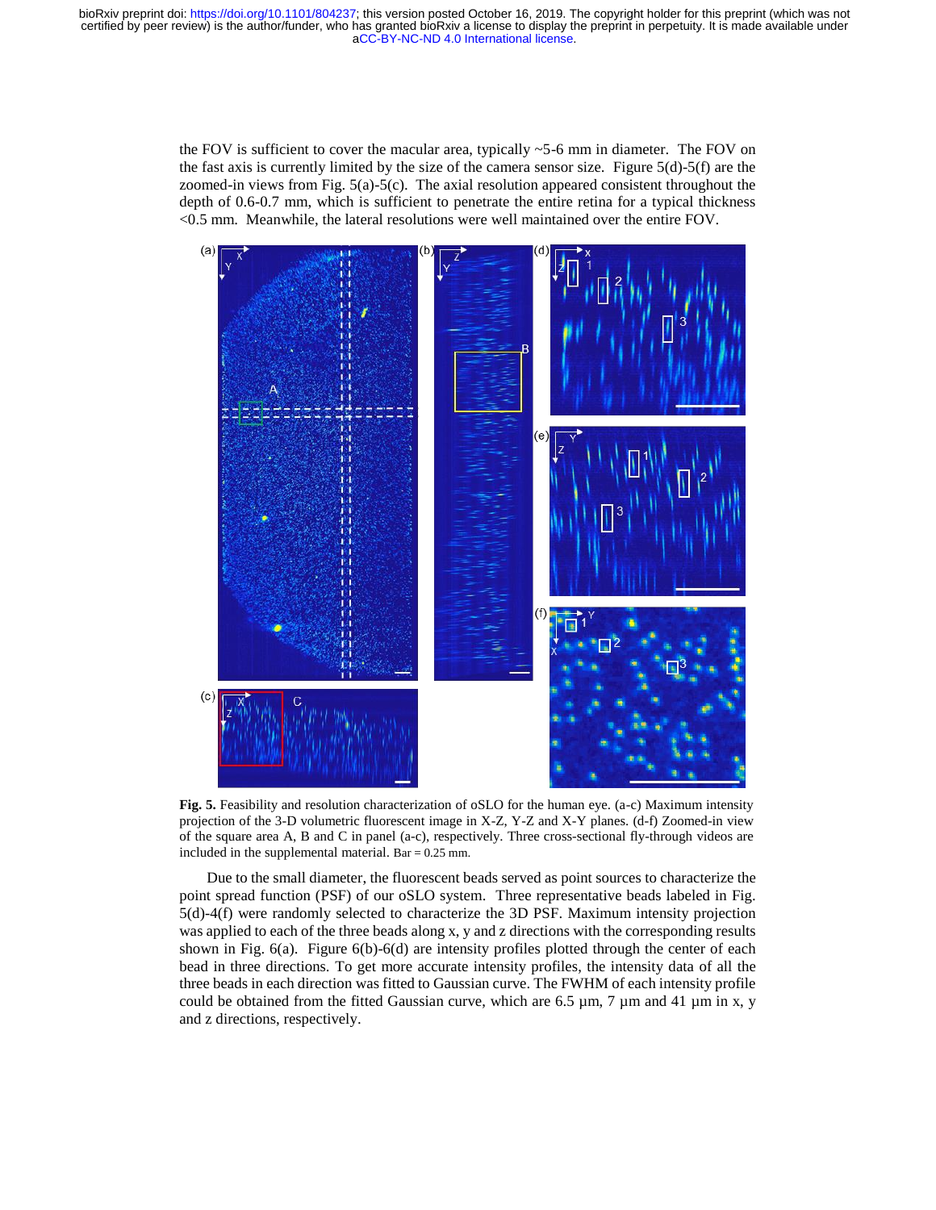the FOV is sufficient to cover the macular area, typically ~5-6 mm in diameter. The FOV on the fast axis is currently limited by the size of the camera sensor size. Figure 5(d)-5(f) are the zoomed-in views from Fig. 5(a)-5(c). The axial resolution appeared consistent throughout the depth of 0.6-0.7 mm, which is sufficient to penetrate the entire retina for a typical thickness <0.5 mm. Meanwhile, the lateral resolutions were well maintained over the entire FOV.

**Fig. 5.** Feasibility and resolution characterization of oSLO for the human eye. (a-c) Maximum intensity projection of the 3-D volumetric fluorescent image in X-Z, Y-Z and X-Y planes. (d-f) Zoomed-in view of the square area A, B and C in panel (a-c), respectively. Three cross-sectional fly-through videos are included in the supplemental material. Bar = 0.25 mm.

Due to the small diameter, the fluorescent beads served as point sources to characterize the point spread function (PSF) of our oSLO system. Three representative beads labeled in Fig. 5(d)-4(f) were randomly selected to characterize the 3D PSF. Maximum intensity projection was applied to each of the three beads along x, y and z directions with the corresponding results shown in Fig. 6(a). Figure 6(b)-6(d) are intensity profiles plotted through the center of each bead in three directions. To get more accurate intensity profiles, the intensity data of all the three beads in each direction was fitted to Gaussian curve. The FWHM of each intensity profile could be obtained from the fitted Gaussian curve, which are 6.5 µm, 7 µm and 41 µm in x, y and z directions, respectively.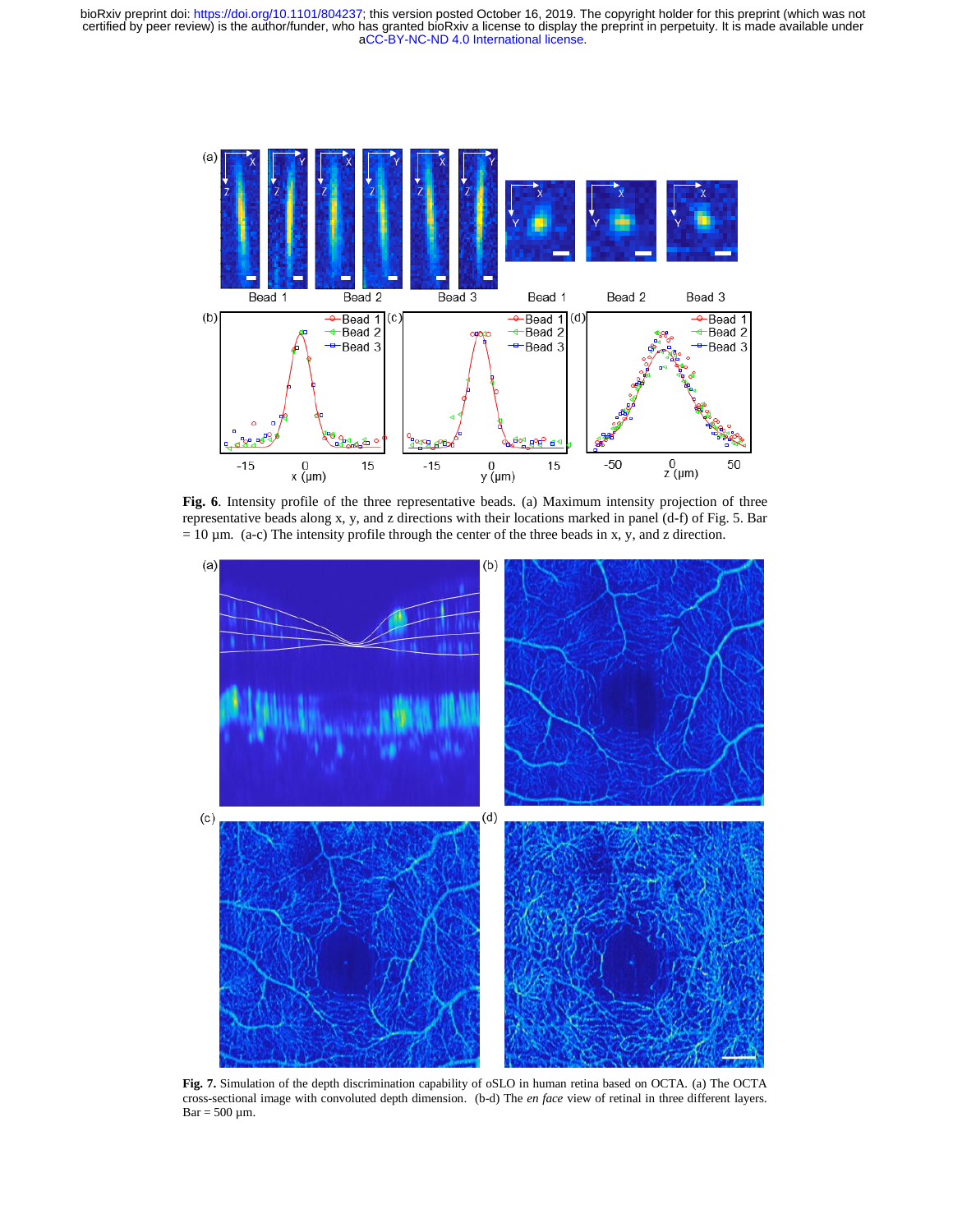**Fig. 6**. Intensity profile of the three representative beads. (a) Maximum intensity projection of three representative beads along x, y, and z directions with their locations marked in panel (d-f) of Fig. 5. Bar = 10 μm. (a-c) The intensity profile through the center of the three beads in x, y, and z direction.

**Fig. 7.** Simulation of the depth discrimination capability of oSLO in human retina based on OCTA. (a) The OCTA cross-sectional image with convoluted depth dimension. (b-d) The *en face* view of retinal in three different layers. Bar = 500 μm.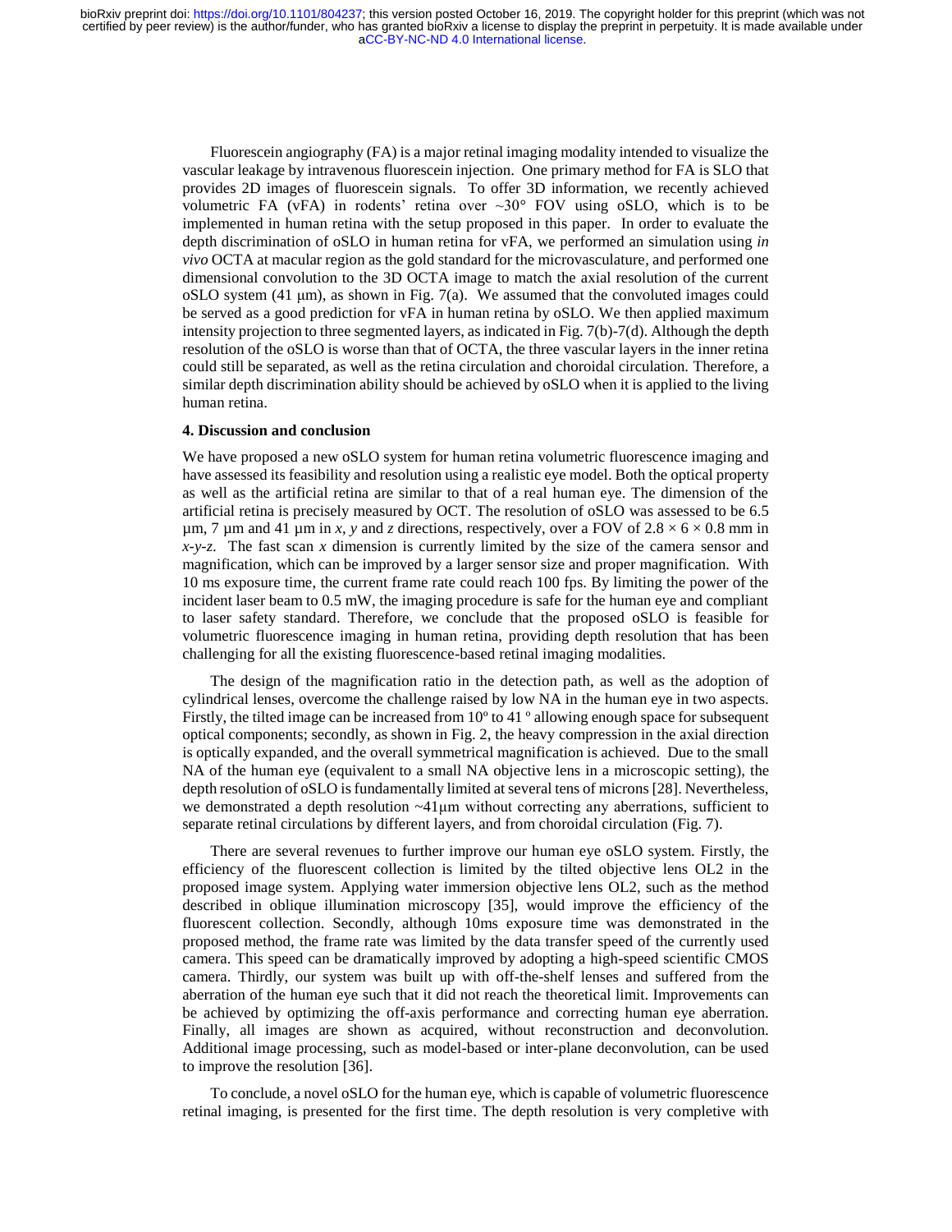Fluorescein angiography (FA) is a major retinal imaging modality intended to visualize the vascular leakage by intravenous fluorescein injection. One primary method for FA is SLO that provides 2D images of fluorescein signals. To offer 3D information, we recently achieved volumetric FA (vFA) in rodents' retina over ~30° FOV using oSLO, which is to be implemented in human retina with the setup proposed in this paper. In order to evaluate the depth discrimination of oSLO in human retina for vFA, we performed an simulation using *in vivo* OCTA at macular region as the gold standard for the microvasculature, and performed one dimensional convolution to the 3D OCTA image to match the axial resolution of the current oSLO system (41 µm), as shown in Fig. 7(a). We assumed that the convoluted images could be served as a good prediction for vFA in human retina by oSLO. We then applied maximum intensity projection to three segmented layers, as indicated in Fig. 7(b)-7(d). Although the depth resolution of the oSLO is worse than that of OCTA, the three vascular layers in the inner retina could still be separated, as well as the retina circulation and choroidal circulation. Therefore, a similar depth discrimination ability should be achieved by oSLO when it is applied to the living human retina.

## 4. Discussion and conclusion

We have proposed a new oSLO system for human retina volumetric fluorescence imaging and have assessed its feasibility and resolution using a realistic eye model. Both the optical property as well as the artificial retina are similar to that of a real human eye. The dimension of the artificial retina is precisely measured by OCT. The resolution of oSLO was assessed to be 6.5 µm, 7 µm and 41 µm in *x*, *y* and *z* directions, respectively, over a FOV of 2.8 × 6 × 0.8 mm in *x*-*y*-*z*. The fast scan *x* dimension is currently limited by the size of the camera sensor and magnification, which can be improved by a larger sensor size and proper magnification. With 10 ms exposure time, the current frame rate could reach 100 fps. By limiting the power of the incident laser beam to 0.5 mW, the imaging procedure is safe for the human eye and compliant to laser safety standard. Therefore, we conclude that the proposed oSLO is feasible for volumetric fluorescence imaging in human retina, providing depth resolution that has been challenging for all the existing fluorescence-based retinal imaging modalities.

The design of the magnification ratio in the detection path, as well as the adoption of cylindrical lenses, overcome the challenge raised by low NA in the human eye in two aspects. Firstly, the tilted image can be increased from 10º to 41 º allowing enough space for subsequent optical components; secondly, as shown in Fig. 2, the heavy compression in the axial direction is optically expanded, and the overall symmetrical magnification is achieved. Due to the small NA of the human eye (equivalent to a small NA objective lens in a microscopic setting), the depth resolution of oSLO is fundamentally limited at several tens of microns [28]. Nevertheless, we demonstrated a depth resolution ~41µm without correcting any aberrations, sufficient to separate retinal circulations by different layers, and from choroidal circulation (Fig. 7).

There are several revenues to further improve our human eye oSLO system. Firstly, the efficiency of the fluorescent collection is limited by the tilted objective lens OL2 in the proposed image system. Applying water immersion objective lens OL2, such as the method described in oblique illumination microscopy [35], would improve the efficiency of the fluorescent collection. Secondly, although 10ms exposure time was demonstrated in the proposed method, the frame rate was limited by the data transfer speed of the currently used camera. This speed can be dramatically improved by adopting a high-speed scientific CMOS camera. Thirdly, our system was built up with off-the-shelf lenses and suffered from the aberration of the human eye such that it did not reach the theoretical limit. Improvements can be achieved by optimizing the off-axis performance and correcting human eye aberration. Finally, all images are shown as acquired, without reconstruction and deconvolution. Additional image processing, such as model-based or inter-plane deconvolution, can be used to improve the resolution [36].

To conclude, a novel oSLO for the human eye, which is capable of volumetric fluorescence retinal imaging, is presented for the first time. The depth resolution is very completive with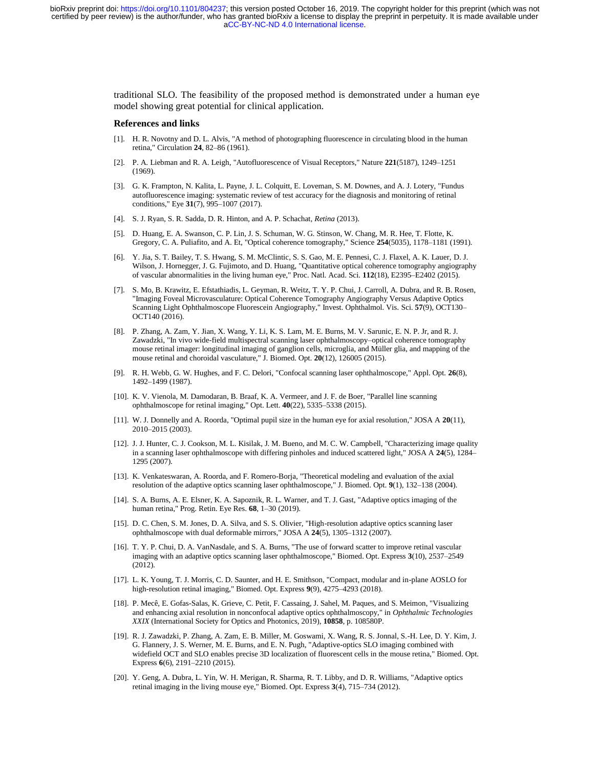traditional SLO. The feasibility of the proposed method is demonstrated under a human eye model showing great potential for clinical application.

## References and links

[1]. H. R. Novotny and D. L. Alvis, "A method of photographing fluorescence in circulating blood in the human retina," Circulation **24**, 82–86 (1961).

[2]. P. A. Liebman and R. A. Leigh, "Autofluorescence of Visual Receptors," Nature **221**(5187), 1249–1251 (1969).

[3]. G. K. Frampton, N. Kalita, L. Payne, J. L. Colquitt, E. Loveman, S. M. Downes, and A. J. Lotery, "Fundus autofluorescence imaging: systematic review of test accuracy for the diagnosis and monitoring of retinal conditions," Eye **31**(7), 995–1007 (2017).

[4]. S. J. Ryan, S. R. Sadda, D. R. Hinton, and A. P. Schachat, *Retina* (2013).

[5]. D. Huang, E. A. Swanson, C. P. Lin, J. S. Schuman, W. G. Stinson, W. Chang, M. R. Hee, T. Flotte, K. Gregory, C. A. Puliafito, and A. Et, "Optical coherence tomography," Science **254**(5035), 1178–1181 (1991).

[6]. Y. Jia, S. T. Bailey, T. S. Hwang, S. M. McClintic, S. S. Gao, M. E. Pennesi, C. J. Flaxel, A. K. Lauer, D. J. Wilson, J. Hornegger, J. G. Fujimoto, and D. Huang, "Quantitative optical coherence tomography angiography of vascular abnormalities in the living human eye," Proc. Natl. Acad. Sci. **112**(18), E2395–E2402 (2015).

[7]. S. Mo, B. Krawitz, E. Efstathiadis, L. Geyman, R. Weitz, T. Y. P. Chui, J. Carroll, A. Dubra, and R. B. Rosen, "Imaging Foveal Microvasculature: Optical Coherence Tomography Angiography Versus Adaptive Optics Scanning Light Ophthalmoscope Fluorescein Angiography," Invest. Ophthalmol. Vis. Sci. **57**(9), OCT130–OCT140 (2016).

[8]. P. Zhang, A. Zam, Y. Jian, X. Wang, Y. Li, K. S. Lam, M. E. Burns, M. V. Sarunic, E. N. P. Jr, and R. J. Zawadzki, "In vivo wide-field multispectral scanning laser ophthalmoscopy–optical coherence tomography mouse retinal imager: longitudinal imaging of ganglion cells, microglia, and Müller glia, and mapping of the mouse retinal and choroidal vasculature," J. Biomed. Opt. **20**(12), 126005 (2015).

[9]. R. H. Webb, G. W. Hughes, and F. C. Delori, "Confocal scanning laser ophthalmoscope," Appl. Opt. **26**(8), 1492–1499 (1987).

[10]. K. V. Vienola, M. Damodaran, B. Braaf, K. A. Vermeer, and J. F. de Boer, "Parallel line scanning ophthalmoscope for retinal imaging," Opt. Lett. **40**(22), 5335–5338 (2015).

[11]. W. J. Donnelly and A. Roorda, "Optimal pupil size in the human eye for axial resolution," JOSA A **20**(11), 2010–2015 (2003).

[12]. J. J. Hunter, C. J. Cookson, M. L. Kisilak, J. M. Bueno, and M. C. W. Campbell, "Characterizing image quality in a scanning laser ophthalmoscope with differing pinholes and induced scattered light," JOSA A **24**(5), 1284–1295 (2007).

[13]. K. Venkateswaran, A. Roorda, and F. Romero-Borja, "Theoretical modeling and evaluation of the axial resolution of the adaptive optics scanning laser ophthalmoscope," J. Biomed. Opt. **9**(1), 132–138 (2004).

[14]. S. A. Burns, A. E. Elsner, K. A. Sapoznik, R. L. Warner, and T. J. Gast, "Adaptive optics imaging of the human retina," Prog. Retin. Eye Res. **68**, 1–30 (2019).

[15]. D. C. Chen, S. M. Jones, D. A. Silva, and S. S. Olivier, "High-resolution adaptive optics scanning laser ophthalmoscope with dual deformable mirrors," JOSA A **24**(5), 1305–1312 (2007).

[16]. T. Y. P. Chui, D. A. VanNasdale, and S. A. Burns, "The use of forward scatter to improve retinal vascular imaging with an adaptive optics scanning laser ophthalmoscope," Biomed. Opt. Express **3**(10), 2537–2549 (2012).

[17]. L. K. Young, T. J. Morris, C. D. Saunter, and H. E. Smithson, "Compact, modular and in-plane AOSLO for high-resolution retinal imaging," Biomed. Opt. Express **9**(9), 4275–4293 (2018).

[18]. P. Mecê, E. Gofas-Salas, K. Grieve, C. Petit, F. Cassaing, J. Sahel, M. Paques, and S. Meimon, "Visualizing and enhancing axial resolution in nonconfocal adaptive optics ophthalmoscopy," in *Ophthalmic Technologies XXIX* (International Society for Optics and Photonics, 2019), **10858**, p. 108580P.

[19]. R. J. Zawadzki, P. Zhang, A. Zam, E. B. Miller, M. Goswami, X. Wang, R. S. Jonnal, S.-H. Lee, D. Y. Kim, J. G. Flannery, J. S. Werner, M. E. Burns, and E. N. Pugh, "Adaptive-optics SLO imaging combined with widefield OCT and SLO enables precise 3D localization of fluorescent cells in the mouse retina," Biomed. Opt. Express **6**(6), 2191–2210 (2015).

[20]. Y. Geng, A. Dubra, L. Yin, W. H. Merigan, R. Sharma, R. T. Libby, and D. R. Williams, "Adaptive optics retinal imaging in the living mouse eye," Biomed. Opt. Express **3**(4), 715–734 (2012).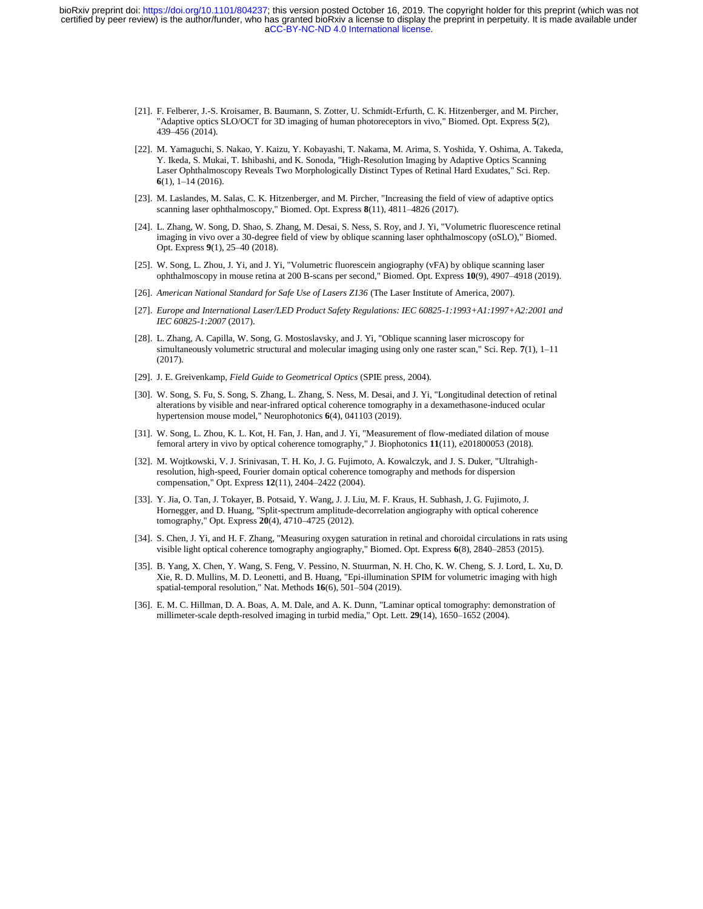[21]. F. Felberer, J.-S. Kroisamer, B. Baumann, S. Zotter, U. Schmidt-Erfurth, C. K. Hitzenberger, and M. Pircher, "Adaptive optics SLO/OCT for 3D imaging of human photoreceptors in vivo," Biomed. Opt. Express **5**(2), 439–456 (2014).

[22]. M. Yamaguchi, S. Nakao, Y. Kaizu, Y. Kobayashi, T. Nakama, M. Arima, S. Yoshida, Y. Oshima, A. Takeda, Y. Ikeda, S. Mukai, T. Ishibashi, and K. Sonoda, "High-Resolution Imaging by Adaptive Optics Scanning Laser Ophthalmoscopy Reveals Two Morphologically Distinct Types of Retinal Hard Exudates," Sci. Rep. **6**(1), 1–14 (2016).

[23]. M. Laslandes, M. Salas, C. K. Hitzenberger, and M. Pircher, "Increasing the field of view of adaptive optics scanning laser ophthalmoscopy," Biomed. Opt. Express **8**(11), 4811–4826 (2017).

[24]. L. Zhang, W. Song, D. Shao, S. Zhang, M. Desai, S. Ness, S. Roy, and J. Yi, "Volumetric fluorescence retinal imaging in vivo over a 30-degree field of view by oblique scanning laser ophthalmoscopy (oSLO)," Biomed. Opt. Express **9**(1), 25–40 (2018).

[25]. W. Song, L. Zhou, J. Yi, and J. Yi, "Volumetric fluorescein angiography (vFA) by oblique scanning laser ophthalmoscopy in mouse retina at 200 B-scans per second," Biomed. Opt. Express **10**(9), 4907–4918 (2019).

[26]. *American National Standard for Safe Use of Lasers Z136* (The Laser Institute of America, 2007).

[27]. *Europe and International Laser/LED Product Safety Regulations: IEC 60825-1:1993+A1:1997+A2:2001 and IEC 60825-1:2007* (2017).

[28]. L. Zhang, A. Capilla, W. Song, G. Mostoslavsky, and J. Yi, "Oblique scanning laser microscopy for simultaneously volumetric structural and molecular imaging using only one raster scan," Sci. Rep. **7**(1), 1–11 (2017).

[29]. J. E. Greivenkamp, *Field Guide to Geometrical Optics* (SPIE press, 2004).

[30]. W. Song, S. Fu, S. Song, S. Zhang, L. Zhang, S. Ness, M. Desai, and J. Yi, "Longitudinal detection of retinal alterations by visible and near-infrared optical coherence tomography in a dexamethasone-induced ocular hypertension mouse model," Neurophotonics **6**(4), 041103 (2019).

[31]. W. Song, L. Zhou, K. L. Kot, H. Fan, J. Han, and J. Yi, "Measurement of flow-mediated dilation of mouse femoral artery in vivo by optical coherence tomography," J. Biophotonics **11**(11), e201800053 (2018).

[32]. M. Wojtkowski, V. J. Srinivasan, T. H. Ko, J. G. Fujimoto, A. Kowalczyk, and J. S. Duker, "Ultrahigh-resolution, high-speed, Fourier domain optical coherence tomography and methods for dispersion compensation," Opt. Express **12**(11), 2404–2422 (2004).

[33]. Y. Jia, O. Tan, J. Tokayer, B. Potsaid, Y. Wang, J. J. Liu, M. F. Kraus, H. Subhash, J. G. Fujimoto, J. Hornegger, and D. Huang, "Split-spectrum amplitude-decorrelation angiography with optical coherence tomography," Opt. Express **20**(4), 4710–4725 (2012).

[34]. S. Chen, J. Yi, and H. F. Zhang, "Measuring oxygen saturation in retinal and choroidal circulations in rats using visible light optical coherence tomography angiography," Biomed. Opt. Express **6**(8), 2840–2853 (2015).

[35]. B. Yang, X. Chen, Y. Wang, S. Feng, V. Pessino, N. Stuurman, N. H. Cho, K. W. Cheng, S. J. Lord, L. Xu, D. Xie, R. D. Mullins, M. D. Leonetti, and B. Huang, "Epi-illumination SPIM for volumetric imaging with high spatial-temporal resolution," Nat. Methods **16**(6), 501–504 (2019).

[36]. E. M. C. Hillman, D. A. Boas, A. M. Dale, and A. K. Dunn, "Laminar optical tomography: demonstration of millimeter-scale depth-resolved imaging in turbid media," Opt. Lett. **29**(14), 1650–1652 (2004).